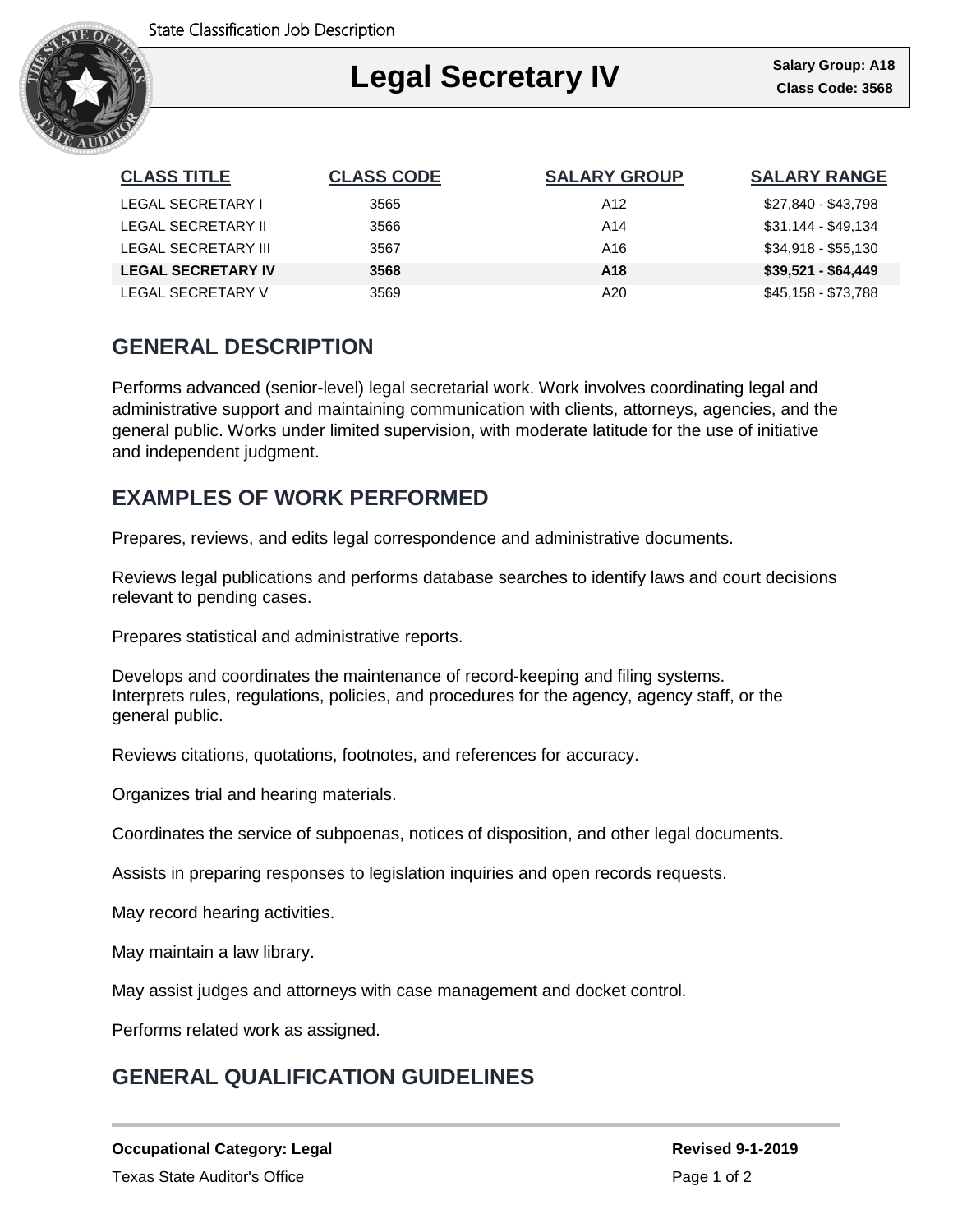State Classification Job Description

# Legal Secretary IV

**Salary Group: A18**
**Class Code: 3568**

| CLASS TITLE | CLASS CODE | SALARY GROUP | SALARY RANGE |
| --- | --- | --- | --- |
| LEGAL SECRETARY I | 3565 | A12 | $27,840 - $43,798 |
| LEGAL SECRETARY II | 3566 | A14 | $31,144 - $49,134 |
| LEGAL SECRETARY III | 3567 | A16 | $34,918 - $55,130 |
| **LEGAL SECRETARY IV** | **3568** | **A18** | **$39,521 - $64,449** |
| LEGAL SECRETARY V | 3569 | A20 | $45,158 - $73,788 |

## GENERAL DESCRIPTION

Performs advanced (senior-level) legal secretarial work. Work involves coordinating legal and administrative support and maintaining communication with clients, attorneys, agencies, and the general public. Works under limited supervision, with moderate latitude for the use of initiative and independent judgment.

## EXAMPLES OF WORK PERFORMED

Prepares, reviews, and edits legal correspondence and administrative documents.

Reviews legal publications and performs database searches to identify laws and court decisions relevant to pending cases.

Prepares statistical and administrative reports.

Develops and coordinates the maintenance of record-keeping and filing systems.
Interprets rules, regulations, policies, and procedures for the agency, agency staff, or the general public.

Reviews citations, quotations, footnotes, and references for accuracy.

Organizes trial and hearing materials.

Coordinates the service of subpoenas, notices of disposition, and other legal documents.

Assists in preparing responses to legislation inquiries and open records requests.

May record hearing activities.

May maintain a law library.

May assist judges and attorneys with case management and docket control.

Performs related work as assigned.

## GENERAL QUALIFICATION GUIDELINES

**Occupational Category: Legal**

**Revised 9-1-2019**

Texas State Auditor's Office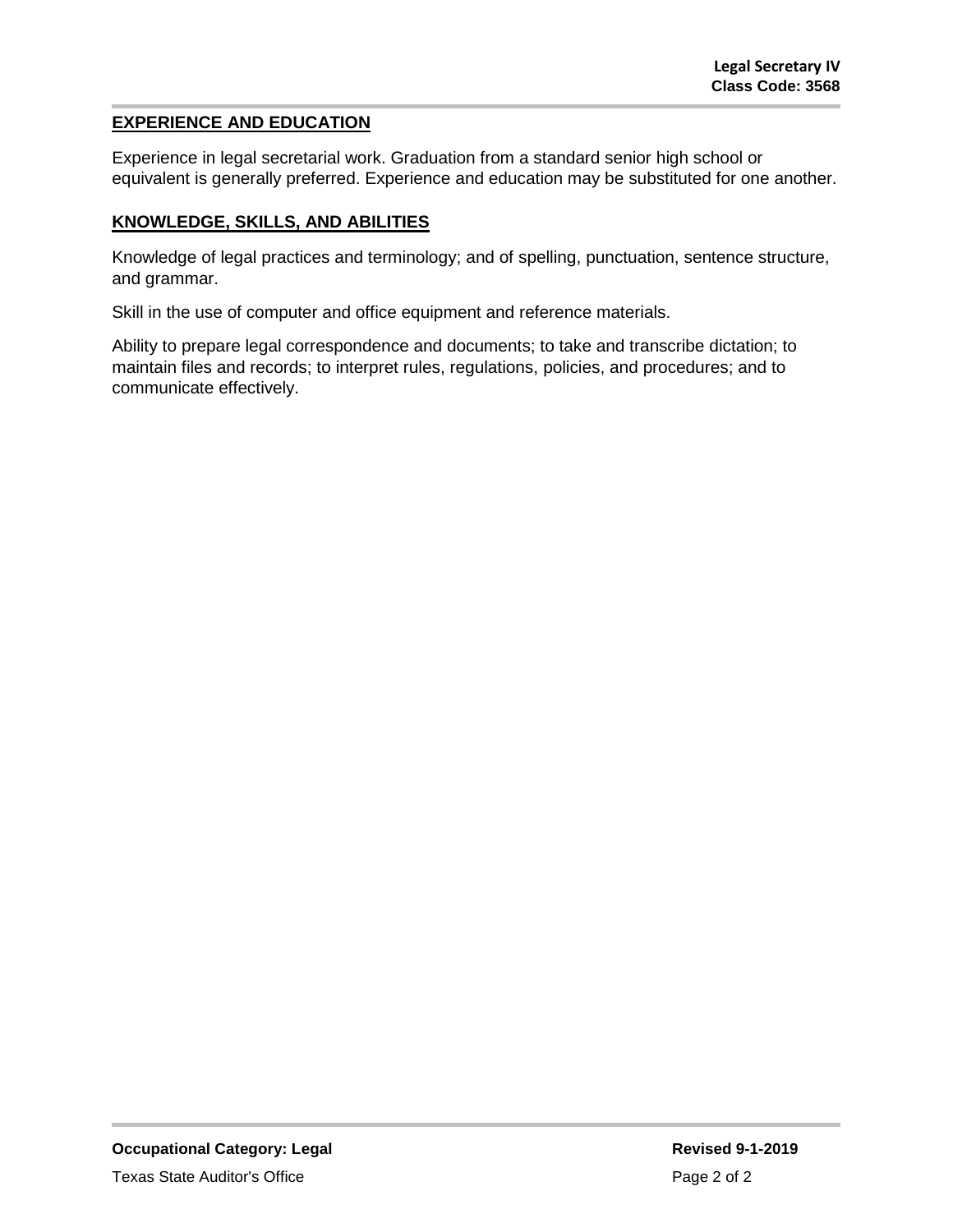## EXPERIENCE AND EDUCATION

Experience in legal secretarial work. Graduation from a standard senior high school or equivalent is generally preferred. Experience and education may be substituted for one another.

## KNOWLEDGE, SKILLS, AND ABILITIES

Knowledge of legal practices and terminology; and of spelling, punctuation, sentence structure, and grammar.

Skill in the use of computer and office equipment and reference materials.

Ability to prepare legal correspondence and documents; to take and transcribe dictation; to maintain files and records; to interpret rules, regulations, policies, and procedures; and to communicate effectively.